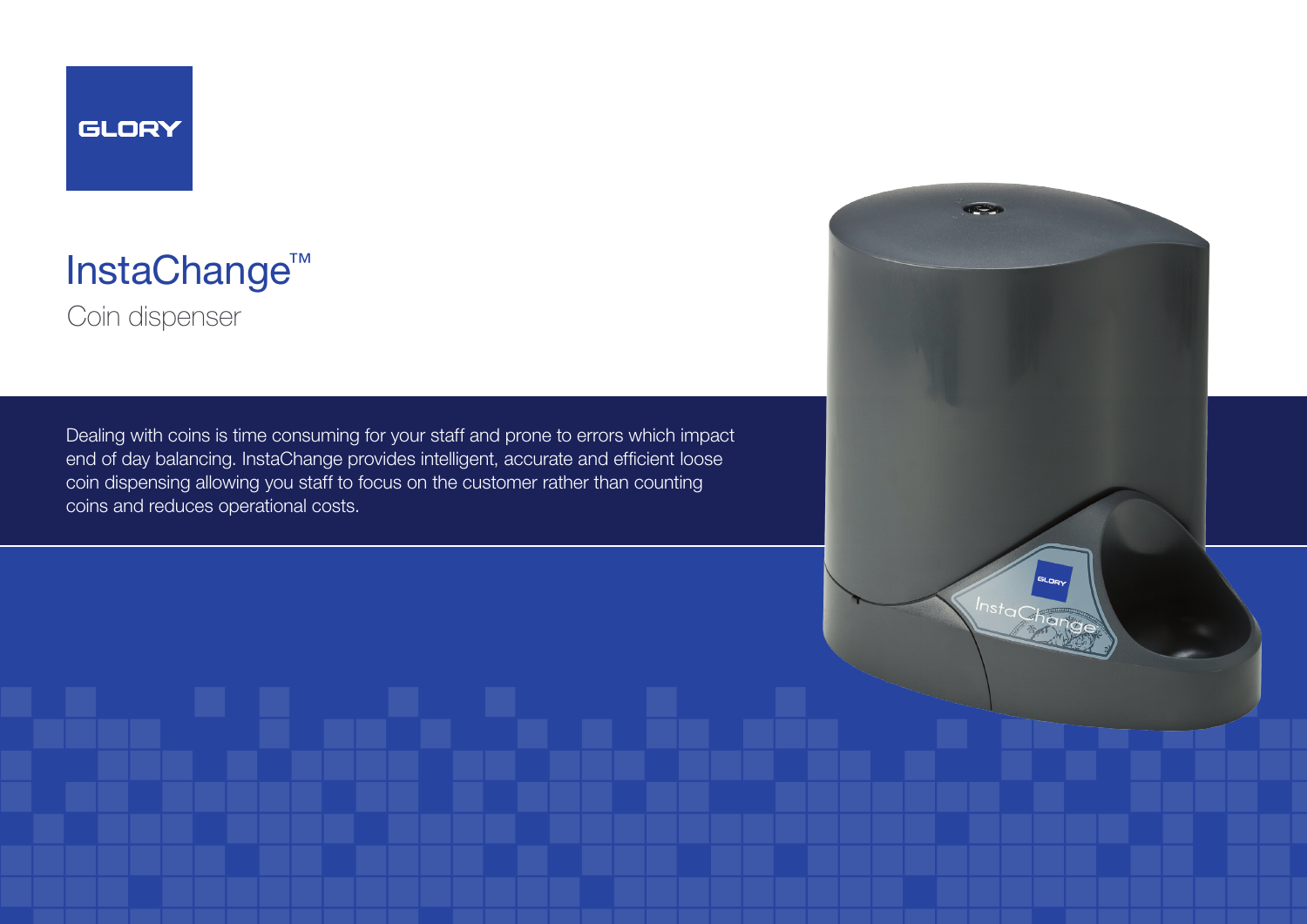GLORY

# InstaChange™

## Coin dispenser

Dealing with coins is time consuming for your staff and prone to errors which impact end of day balancing. InstaChange provides intelligent, accurate and efficient loose coin dispensing allowing you staff to focus on the customer rather than counting coins and reduces operational costs.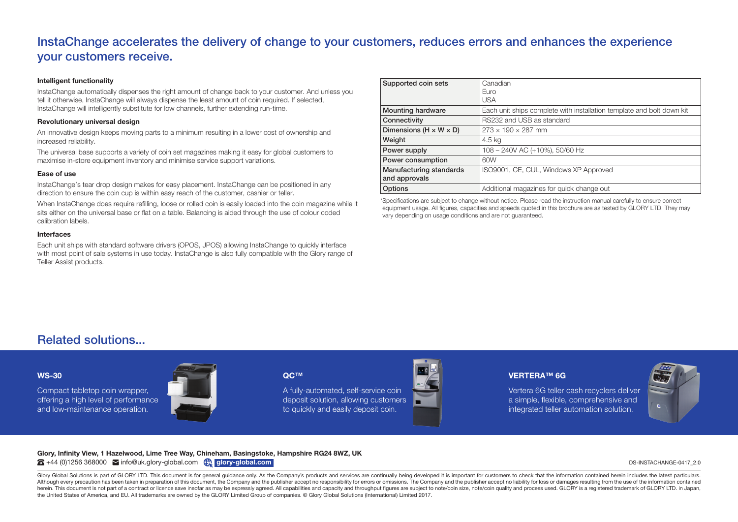## InstaChange accelerates the delivery of change to your customers, reduces errors and enhances the experience your customers receive.

**Intelligent functionality**

InstaChange automatically dispenses the right amount of change back to your customer. And unless you tell it otherwise, InstaChange will always dispense the least amount of coin required. If selected, InstaChange will intelligently substitute for low channels, further extending run-time.

**Revolutionary universal design**

An innovative design keeps moving parts to a minimum resulting in a lower cost of ownership and increased reliability.

The universal base supports a variety of coin set magazines making it easy for global customers to maximise in-store equipment inventory and minimise service support variations.

**Ease of use**

InstaChange's tear drop design makes for easy placement. InstaChange can be positioned in any direction to ensure the coin cup is within easy reach of the customer, cashier or teller.

When InstaChange does require refilling, loose or rolled coin is easily loaded into the coin magazine while it sits either on the universal base or flat on a table. Balancing is aided through the use of colour coded calibration labels.

**Interfaces**

Each unit ships with standard software drivers (OPOS, JPOS) allowing InstaChange to quickly interface with most point of sale systems in use today. InstaChange is also fully compatible with the Glory range of Teller Assist products.

| | |
|---|---|
| Supported coin sets | Canadian<br>Euro<br>USA |
| Mounting hardware | Each unit ships complete with installation template and bolt down kit |
| Connectivity | RS232 and USB as standard |
| Dimensions (H × W × D) | 273 × 190 × 287 mm |
| Weight | 4.5 kg |
| Power supply | 108 – 240V AC (+10%), 50/60 Hz |
| Power consumption | 60W |
| Manufacturing standards and approvals | ISO9001, CE, CUL, Windows XP Approved |
| Options | Additional magazines for quick change out |

*Specifications are subject to change without notice. Please read the instruction manual carefully to ensure correct equipment usage. All figures, capacities and speeds quoted in this brochure are as tested by GLORY LTD. They may vary depending on usage conditions and are not guaranteed.

## Related solutions...

**WS-30**

Compact tabletop coin wrapper, offering a high level of performance and low-maintenance operation.

**QC™**

A fully-automated, self-service coin deposit solution, allowing customers to quickly and easily deposit coin.

**VERTERA™ 6G**

Vertera 6G teller cash recyclers deliver a simple, flexible, comprehensive and integrated teller automation solution.

**Glory, Infinity View, 1 Hazelwood, Lime Tree Way, Chineham, Basingstoke, Hampshire RG24 8WZ, UK**

+44 (0)1256 368000 info@uk.glory-global.com **glory-global.com**

DS-INSTACHANGE-0417_2.0

Glory Global Solutions is part of GLORY LTD. This document is for general guidance only. As the Company's products and services are continually being developed it is important for customers to check that the information contained herein includes the latest particulars. Although every precaution has been taken in preparation of this document, the Company and the publisher accept no responsibility for errors or omissions. The Company and the publisher accept no liability for loss or damages resulting from the use of the information contained herein. This document is not part of a contract or licence save insofar as may be expressly agreed. All capabilities and capacity and throughput figures are subject to note/coin size, note/coin quality and process used. GLORY is a registered trademark of GLORY LTD. in Japan, the United States of America, and EU. All trademarks are owned by the GLORY Limited Group of companies. © Glory Global Solutions (International) Limited 2017.